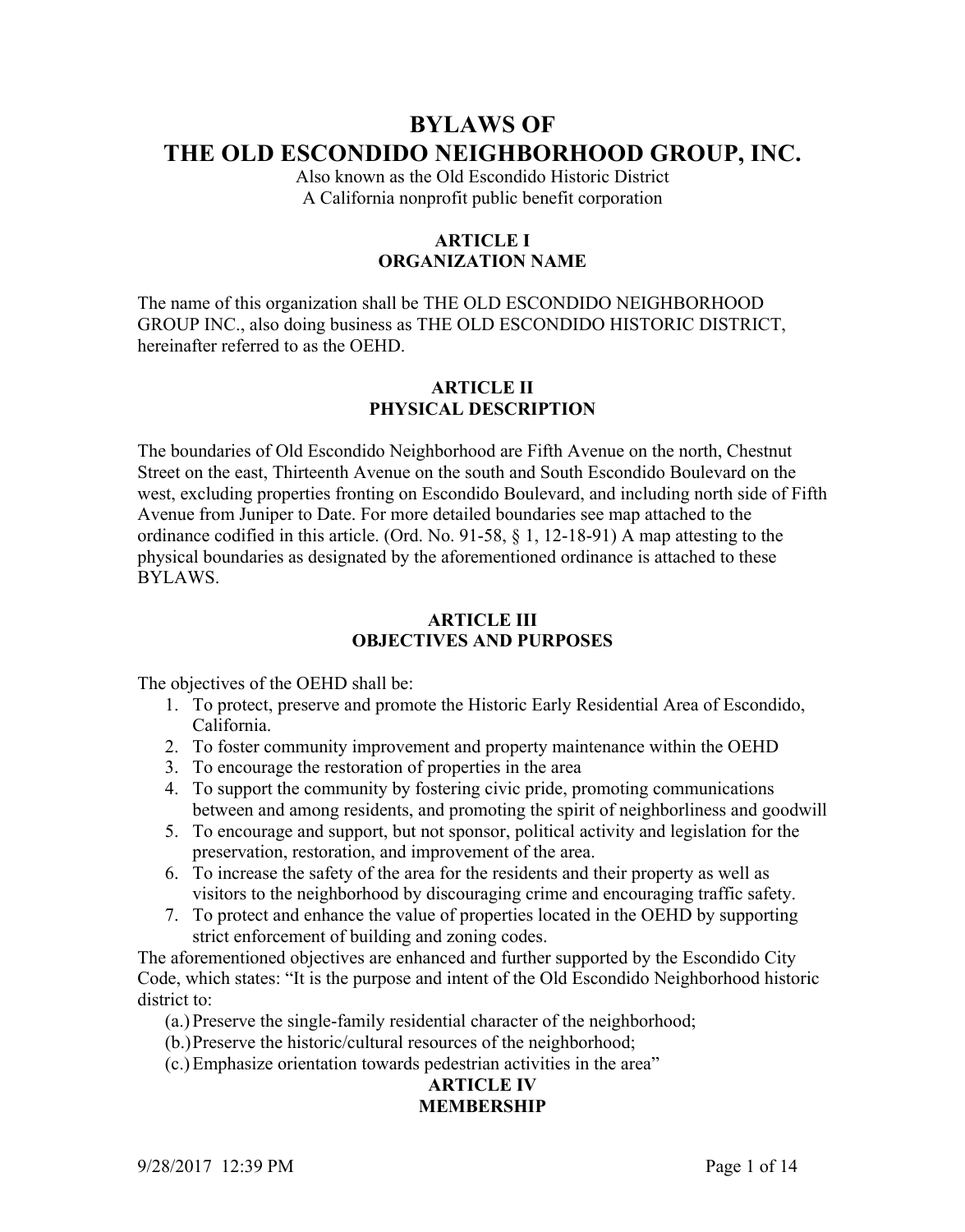# BYLAWS OF THE OLD ESCONDIDO NEIGHBORHOOD GROUP, INC.

Also known as the Old Escondido Historic District
A California nonprofit public benefit corporation

## ARTICLE I
## ORGANIZATION NAME

The name of this organization shall be THE OLD ESCONDIDO NEIGHBORHOOD GROUP INC., also doing business as THE OLD ESCONDIDO HISTORIC DISTRICT, hereinafter referred to as the OEHD.

## ARTICLE II
## PHYSICAL DESCRIPTION

The boundaries of Old Escondido Neighborhood are Fifth Avenue on the north, Chestnut Street on the east, Thirteenth Avenue on the south and South Escondido Boulevard on the west, excluding properties fronting on Escondido Boulevard, and including north side of Fifth Avenue from Juniper to Date. For more detailed boundaries see map attached to the ordinance codified in this article. (Ord. No. 91-58, § 1, 12-18-91) A map attesting to the physical boundaries as designated by the aforementioned ordinance is attached to these BYLAWS.

## ARTICLE III
## OBJECTIVES AND PURPOSES

The objectives of the OEHD shall be:

1. To protect, preserve and promote the Historic Early Residential Area of Escondido, California.
2. To foster community improvement and property maintenance within the OEHD
3. To encourage the restoration of properties in the area
4. To support the community by fostering civic pride, promoting communications between and among residents, and promoting the spirit of neighborliness and goodwill
5. To encourage and support, but not sponsor, political activity and legislation for the preservation, restoration, and improvement of the area.
6. To increase the safety of the area for the residents and their property as well as visitors to the neighborhood by discouraging crime and encouraging traffic safety.
7. To protect and enhance the value of properties located in the OEHD by supporting strict enforcement of building and zoning codes.

The aforementioned objectives are enhanced and further supported by the Escondido City Code, which states: "It is the purpose and intent of the Old Escondido Neighborhood historic district to:

(a.) Preserve the single-family residential character of the neighborhood;
(b.) Preserve the historic/cultural resources of the neighborhood;
(c.) Emphasize orientation towards pedestrian activities in the area"

## ARTICLE IV
## MEMBERSHIP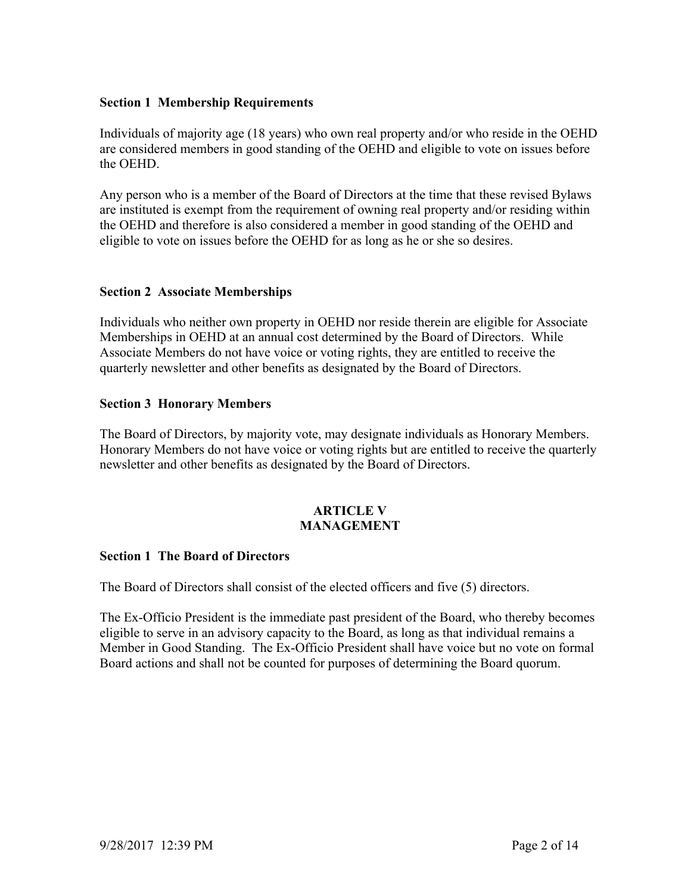**Section 1 Membership Requirements**

Individuals of majority age (18 years) who own real property and/or who reside in the OEHD are considered members in good standing of the OEHD and eligible to vote on issues before the OEHD.

Any person who is a member of the Board of Directors at the time that these revised Bylaws are instituted is exempt from the requirement of owning real property and/or residing within the OEHD and therefore is also considered a member in good standing of the OEHD and eligible to vote on issues before the OEHD for as long as he or she so desires.

**Section 2 Associate Memberships**

Individuals who neither own property in OEHD nor reside therein are eligible for Associate Memberships in OEHD at an annual cost determined by the Board of Directors. While Associate Members do not have voice or voting rights, they are entitled to receive the quarterly newsletter and other benefits as designated by the Board of Directors.

**Section 3 Honorary Members**

The Board of Directors, by majority vote, may designate individuals as Honorary Members. Honorary Members do not have voice or voting rights but are entitled to receive the quarterly newsletter and other benefits as designated by the Board of Directors.

## ARTICLE V
## MANAGEMENT

**Section 1 The Board of Directors**

The Board of Directors shall consist of the elected officers and five (5) directors.

The Ex-Officio President is the immediate past president of the Board, who thereby becomes eligible to serve in an advisory capacity to the Board, as long as that individual remains a Member in Good Standing. The Ex-Officio President shall have voice but no vote on formal Board actions and shall not be counted for purposes of determining the Board quorum.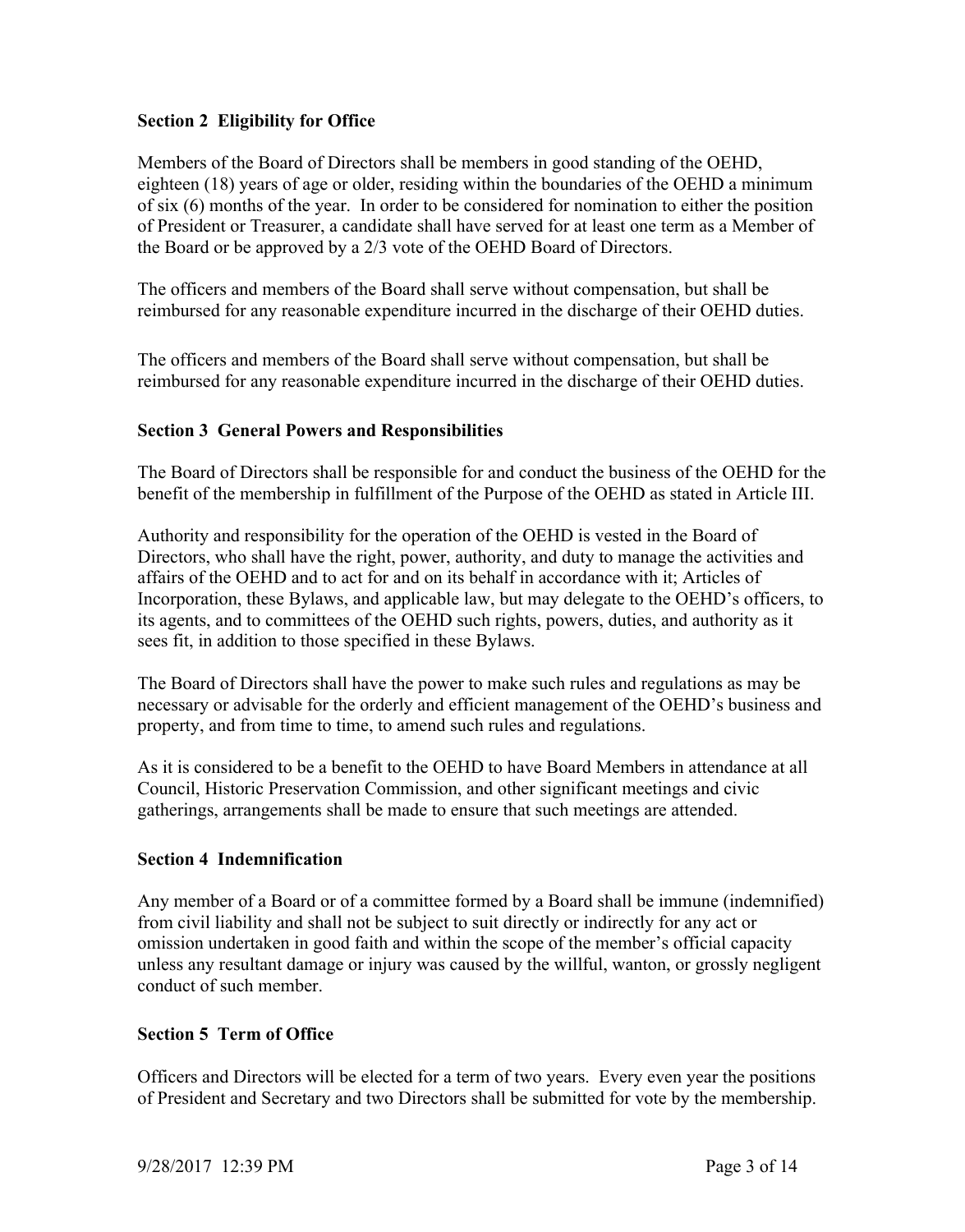**Section 2 Eligibility for Office**

Members of the Board of Directors shall be members in good standing of the OEHD, eighteen (18) years of age or older, residing within the boundaries of the OEHD a minimum of six (6) months of the year. In order to be considered for nomination to either the position of President or Treasurer, a candidate shall have served for at least one term as a Member of the Board or be approved by a 2/3 vote of the OEHD Board of Directors.

The officers and members of the Board shall serve without compensation, but shall be reimbursed for any reasonable expenditure incurred in the discharge of their OEHD duties.

The officers and members of the Board shall serve without compensation, but shall be reimbursed for any reasonable expenditure incurred in the discharge of their OEHD duties.

**Section 3 General Powers and Responsibilities**

The Board of Directors shall be responsible for and conduct the business of the OEHD for the benefit of the membership in fulfillment of the Purpose of the OEHD as stated in Article III.

Authority and responsibility for the operation of the OEHD is vested in the Board of Directors, who shall have the right, power, authority, and duty to manage the activities and affairs of the OEHD and to act for and on its behalf in accordance with it; Articles of Incorporation, these Bylaws, and applicable law, but may delegate to the OEHD's officers, to its agents, and to committees of the OEHD such rights, powers, duties, and authority as it sees fit, in addition to those specified in these Bylaws.

The Board of Directors shall have the power to make such rules and regulations as may be necessary or advisable for the orderly and efficient management of the OEHD's business and property, and from time to time, to amend such rules and regulations.

As it is considered to be a benefit to the OEHD to have Board Members in attendance at all Council, Historic Preservation Commission, and other significant meetings and civic gatherings, arrangements shall be made to ensure that such meetings are attended.

**Section 4 Indemnification**

Any member of a Board or of a committee formed by a Board shall be immune (indemnified) from civil liability and shall not be subject to suit directly or indirectly for any act or omission undertaken in good faith and within the scope of the member's official capacity unless any resultant damage or injury was caused by the willful, wanton, or grossly negligent conduct of such member.

**Section 5 Term of Office**

Officers and Directors will be elected for a term of two years. Every even year the positions of President and Secretary and two Directors shall be submitted for vote by the membership.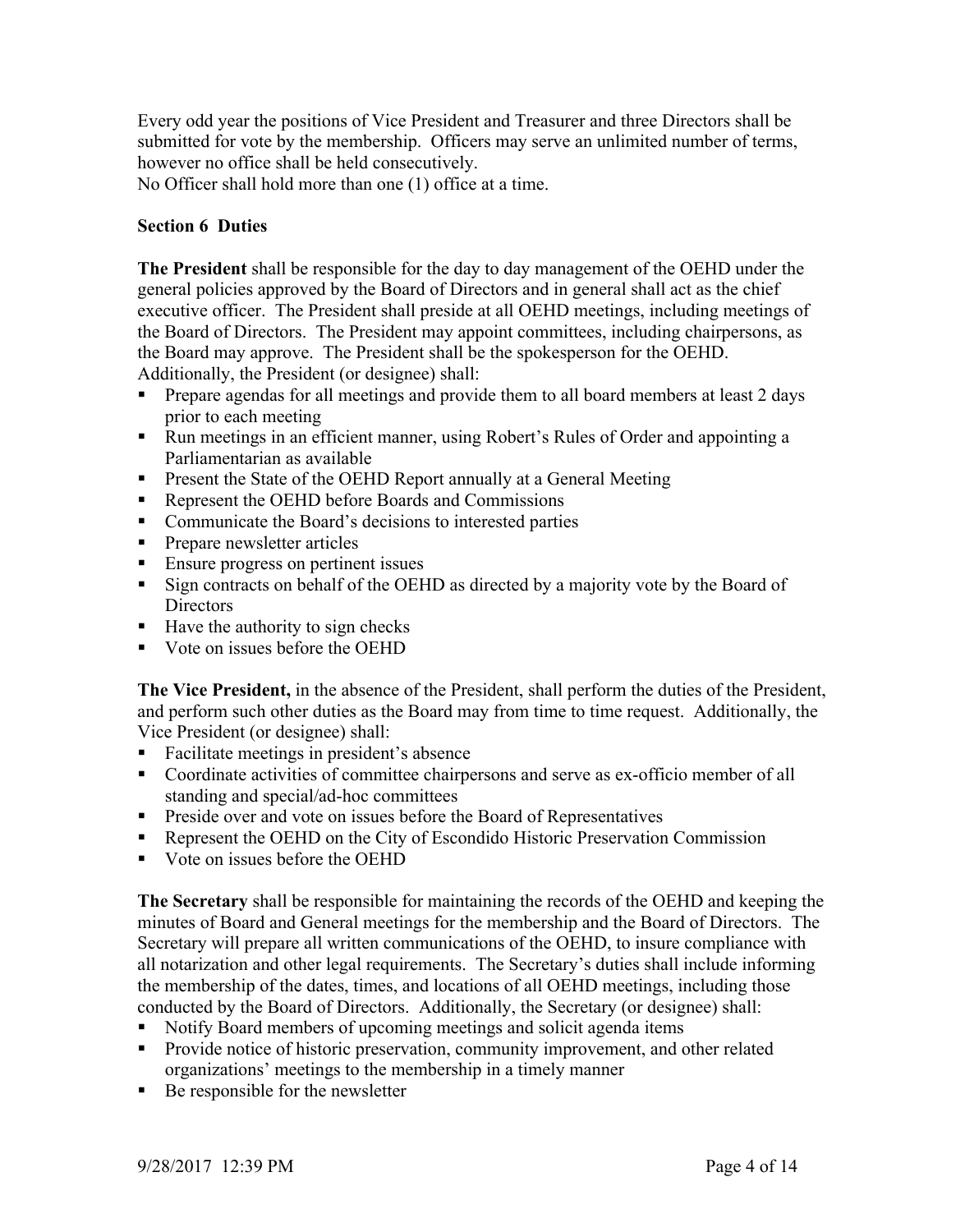Every odd year the positions of Vice President and Treasurer and three Directors shall be submitted for vote by the membership. Officers may serve an unlimited number of terms, however no office shall be held consecutively.
No Officer shall hold more than one (1) office at a time.

**Section 6 Duties**

**The President** shall be responsible for the day to day management of the OEHD under the general policies approved by the Board of Directors and in general shall act as the chief executive officer. The President shall preside at all OEHD meetings, including meetings of the Board of Directors. The President may appoint committees, including chairpersons, as the Board may approve. The President shall be the spokesperson for the OEHD. Additionally, the President (or designee) shall:

- Prepare agendas for all meetings and provide them to all board members at least 2 days prior to each meeting
- Run meetings in an efficient manner, using Robert's Rules of Order and appointing a Parliamentarian as available
- Present the State of the OEHD Report annually at a General Meeting
- Represent the OEHD before Boards and Commissions
- Communicate the Board's decisions to interested parties
- Prepare newsletter articles
- Ensure progress on pertinent issues
- Sign contracts on behalf of the OEHD as directed by a majority vote by the Board of Directors
- Have the authority to sign checks
- Vote on issues before the OEHD

**The Vice President,** in the absence of the President, shall perform the duties of the President, and perform such other duties as the Board may from time to time request. Additionally, the Vice President (or designee) shall:

- Facilitate meetings in president's absence
- Coordinate activities of committee chairpersons and serve as ex-officio member of all standing and special/ad-hoc committees
- Preside over and vote on issues before the Board of Representatives
- Represent the OEHD on the City of Escondido Historic Preservation Commission
- Vote on issues before the OEHD

**The Secretary** shall be responsible for maintaining the records of the OEHD and keeping the minutes of Board and General meetings for the membership and the Board of Directors. The Secretary will prepare all written communications of the OEHD, to insure compliance with all notarization and other legal requirements. The Secretary's duties shall include informing the membership of the dates, times, and locations of all OEHD meetings, including those conducted by the Board of Directors. Additionally, the Secretary (or designee) shall:

- Notify Board members of upcoming meetings and solicit agenda items
- Provide notice of historic preservation, community improvement, and other related organizations' meetings to the membership in a timely manner
- Be responsible for the newsletter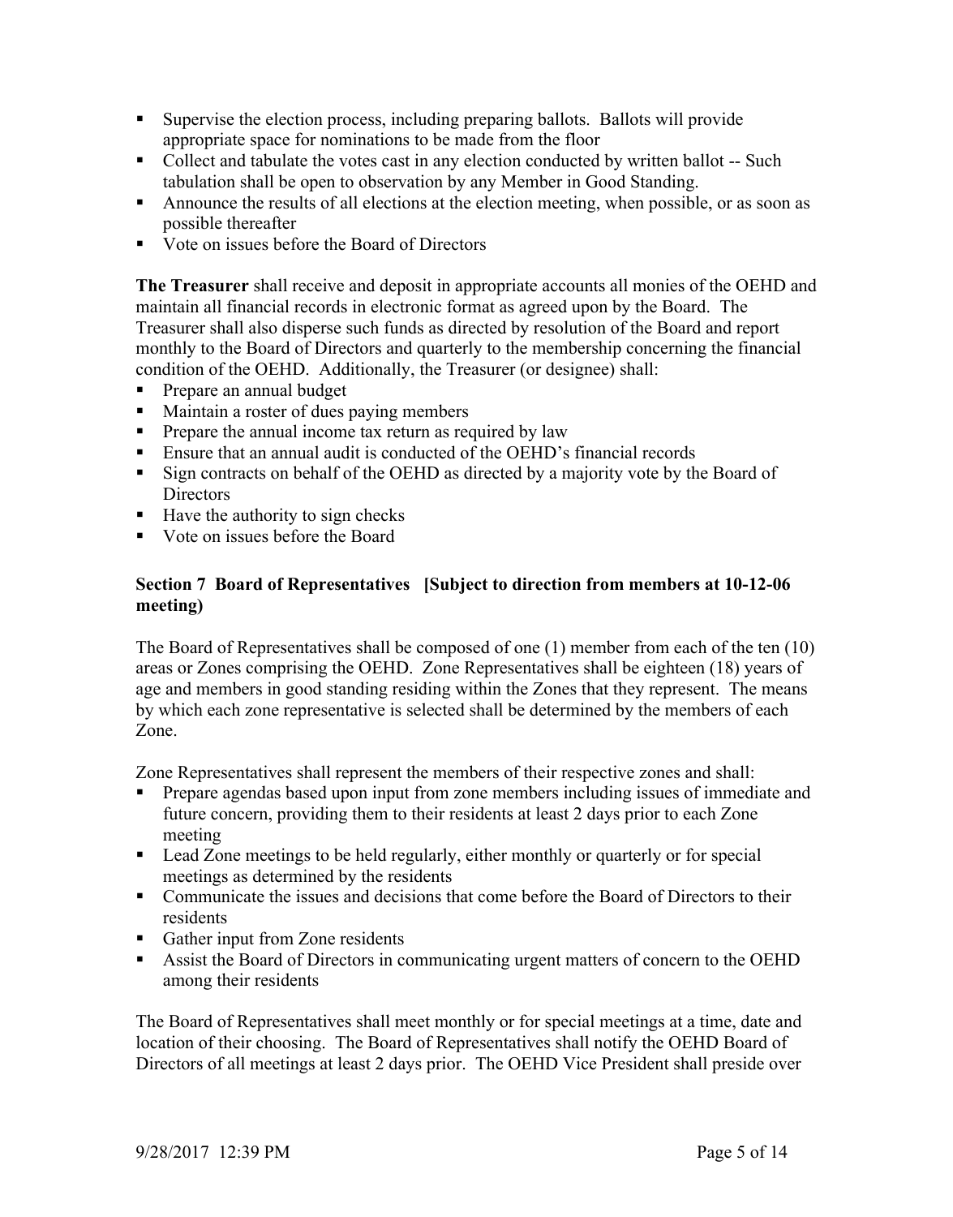- Supervise the election process, including preparing ballots. Ballots will provide appropriate space for nominations to be made from the floor
- Collect and tabulate the votes cast in any election conducted by written ballot -- Such tabulation shall be open to observation by any Member in Good Standing.
- Announce the results of all elections at the election meeting, when possible, or as soon as possible thereafter
- Vote on issues before the Board of Directors

**The Treasurer** shall receive and deposit in appropriate accounts all monies of the OEHD and maintain all financial records in electronic format as agreed upon by the Board. The Treasurer shall also disperse such funds as directed by resolution of the Board and report monthly to the Board of Directors and quarterly to the membership concerning the financial condition of the OEHD. Additionally, the Treasurer (or designee) shall:

- Prepare an annual budget
- Maintain a roster of dues paying members
- Prepare the annual income tax return as required by law
- Ensure that an annual audit is conducted of the OEHD's financial records
- Sign contracts on behalf of the OEHD as directed by a majority vote by the Board of Directors
- Have the authority to sign checks
- Vote on issues before the Board

**Section 7 Board of Representatives [Subject to direction from members at 10-12-06 meeting)**

The Board of Representatives shall be composed of one (1) member from each of the ten (10) areas or Zones comprising the OEHD. Zone Representatives shall be eighteen (18) years of age and members in good standing residing within the Zones that they represent. The means by which each zone representative is selected shall be determined by the members of each Zone.

Zone Representatives shall represent the members of their respective zones and shall:

- Prepare agendas based upon input from zone members including issues of immediate and future concern, providing them to their residents at least 2 days prior to each Zone meeting
- Lead Zone meetings to be held regularly, either monthly or quarterly or for special meetings as determined by the residents
- Communicate the issues and decisions that come before the Board of Directors to their residents
- Gather input from Zone residents
- Assist the Board of Directors in communicating urgent matters of concern to the OEHD among their residents

The Board of Representatives shall meet monthly or for special meetings at a time, date and location of their choosing. The Board of Representatives shall notify the OEHD Board of Directors of all meetings at least 2 days prior. The OEHD Vice President shall preside over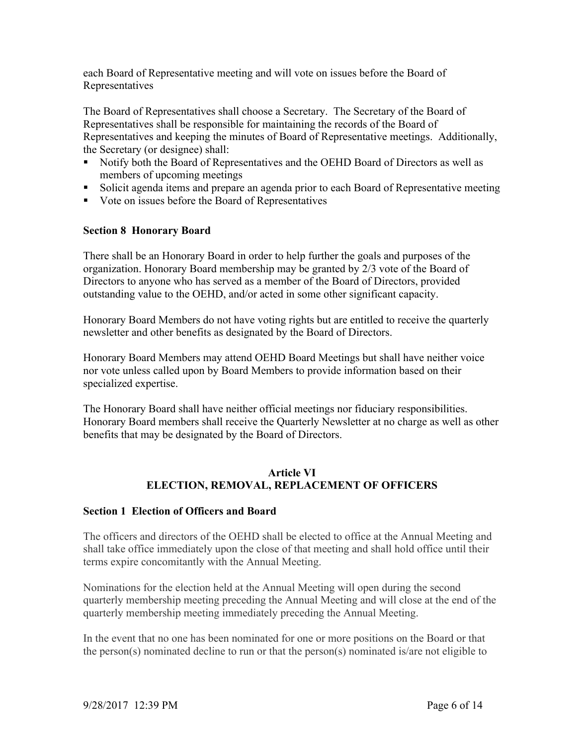each Board of Representative meeting and will vote on issues before the Board of Representatives

The Board of Representatives shall choose a Secretary. The Secretary of the Board of Representatives shall be responsible for maintaining the records of the Board of Representatives and keeping the minutes of Board of Representative meetings. Additionally, the Secretary (or designee) shall:

- Notify both the Board of Representatives and the OEHD Board of Directors as well as members of upcoming meetings
- Solicit agenda items and prepare an agenda prior to each Board of Representative meeting
- Vote on issues before the Board of Representatives

**Section 8 Honorary Board**

There shall be an Honorary Board in order to help further the goals and purposes of the organization. Honorary Board membership may be granted by 2/3 vote of the Board of Directors to anyone who has served as a member of the Board of Directors, provided outstanding value to the OEHD, and/or acted in some other significant capacity.

Honorary Board Members do not have voting rights but are entitled to receive the quarterly newsletter and other benefits as designated by the Board of Directors.

Honorary Board Members may attend OEHD Board Meetings but shall have neither voice nor vote unless called upon by Board Members to provide information based on their specialized expertise.

The Honorary Board shall have neither official meetings nor fiduciary responsibilities. Honorary Board members shall receive the Quarterly Newsletter at no charge as well as other benefits that may be designated by the Board of Directors.

## Article VI
## ELECTION, REMOVAL, REPLACEMENT OF OFFICERS

**Section 1 Election of Officers and Board**

The officers and directors of the OEHD shall be elected to office at the Annual Meeting and shall take office immediately upon the close of that meeting and shall hold office until their terms expire concomitantly with the Annual Meeting.

Nominations for the election held at the Annual Meeting will open during the second quarterly membership meeting preceding the Annual Meeting and will close at the end of the quarterly membership meeting immediately preceding the Annual Meeting.

In the event that no one has been nominated for one or more positions on the Board or that the person(s) nominated decline to run or that the person(s) nominated is/are not eligible to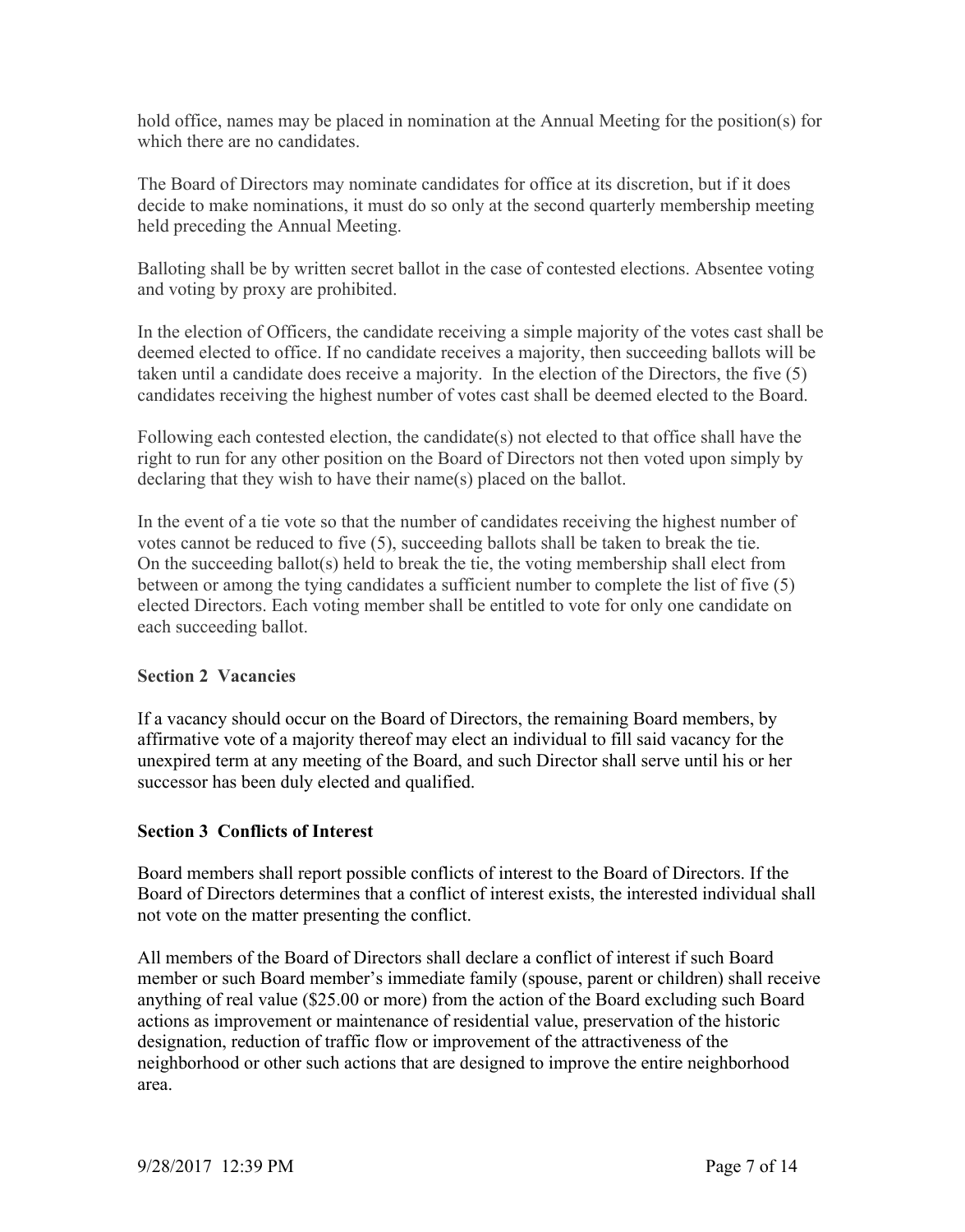hold office, names may be placed in nomination at the Annual Meeting for the position(s) for which there are no candidates.

The Board of Directors may nominate candidates for office at its discretion, but if it does decide to make nominations, it must do so only at the second quarterly membership meeting held preceding the Annual Meeting.

Balloting shall be by written secret ballot in the case of contested elections. Absentee voting and voting by proxy are prohibited.

In the election of Officers, the candidate receiving a simple majority of the votes cast shall be deemed elected to office. If no candidate receives a majority, then succeeding ballots will be taken until a candidate does receive a majority. In the election of the Directors, the five (5) candidates receiving the highest number of votes cast shall be deemed elected to the Board.

Following each contested election, the candidate(s) not elected to that office shall have the right to run for any other position on the Board of Directors not then voted upon simply by declaring that they wish to have their name(s) placed on the ballot.

In the event of a tie vote so that the number of candidates receiving the highest number of votes cannot be reduced to five (5), succeeding ballots shall be taken to break the tie. On the succeeding ballot(s) held to break the tie, the voting membership shall elect from between or among the tying candidates a sufficient number to complete the list of five (5) elected Directors. Each voting member shall be entitled to vote for only one candidate on each succeeding ballot.

**Section 2 Vacancies**

If a vacancy should occur on the Board of Directors, the remaining Board members, by affirmative vote of a majority thereof may elect an individual to fill said vacancy for the unexpired term at any meeting of the Board, and such Director shall serve until his or her successor has been duly elected and qualified.

**Section 3 Conflicts of Interest**

Board members shall report possible conflicts of interest to the Board of Directors. If the Board of Directors determines that a conflict of interest exists, the interested individual shall not vote on the matter presenting the conflict.

All members of the Board of Directors shall declare a conflict of interest if such Board member or such Board member's immediate family (spouse, parent or children) shall receive anything of real value ($25.00 or more) from the action of the Board excluding such Board actions as improvement or maintenance of residential value, preservation of the historic designation, reduction of traffic flow or improvement of the attractiveness of the neighborhood or other such actions that are designed to improve the entire neighborhood area.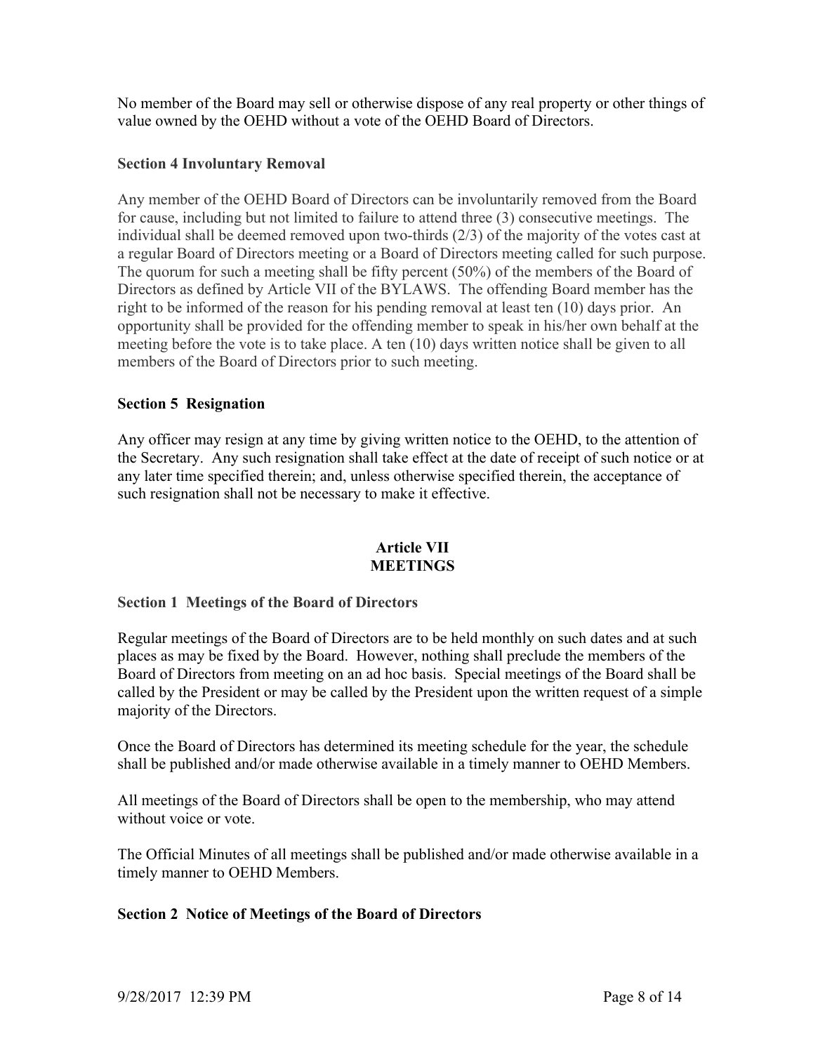No member of the Board may sell or otherwise dispose of any real property or other things of value owned by the OEHD without a vote of the OEHD Board of Directors.

**Section 4 Involuntary Removal**

Any member of the OEHD Board of Directors can be involuntarily removed from the Board for cause, including but not limited to failure to attend three (3) consecutive meetings. The individual shall be deemed removed upon two-thirds (2/3) of the majority of the votes cast at a regular Board of Directors meeting or a Board of Directors meeting called for such purpose. The quorum for such a meeting shall be fifty percent (50%) of the members of the Board of Directors as defined by Article VII of the BYLAWS. The offending Board member has the right to be informed of the reason for his pending removal at least ten (10) days prior. An opportunity shall be provided for the offending member to speak in his/her own behalf at the meeting before the vote is to take place. A ten (10) days written notice shall be given to all members of the Board of Directors prior to such meeting.

**Section 5 Resignation**

Any officer may resign at any time by giving written notice to the OEHD, to the attention of the Secretary. Any such resignation shall take effect at the date of receipt of such notice or at any later time specified therein; and, unless otherwise specified therein, the acceptance of such resignation shall not be necessary to make it effective.

## Article VII
## MEETINGS

**Section 1 Meetings of the Board of Directors**

Regular meetings of the Board of Directors are to be held monthly on such dates and at such places as may be fixed by the Board. However, nothing shall preclude the members of the Board of Directors from meeting on an ad hoc basis. Special meetings of the Board shall be called by the President or may be called by the President upon the written request of a simple majority of the Directors.

Once the Board of Directors has determined its meeting schedule for the year, the schedule shall be published and/or made otherwise available in a timely manner to OEHD Members.

All meetings of the Board of Directors shall be open to the membership, who may attend without voice or vote.

The Official Minutes of all meetings shall be published and/or made otherwise available in a timely manner to OEHD Members.

**Section 2 Notice of Meetings of the Board of Directors**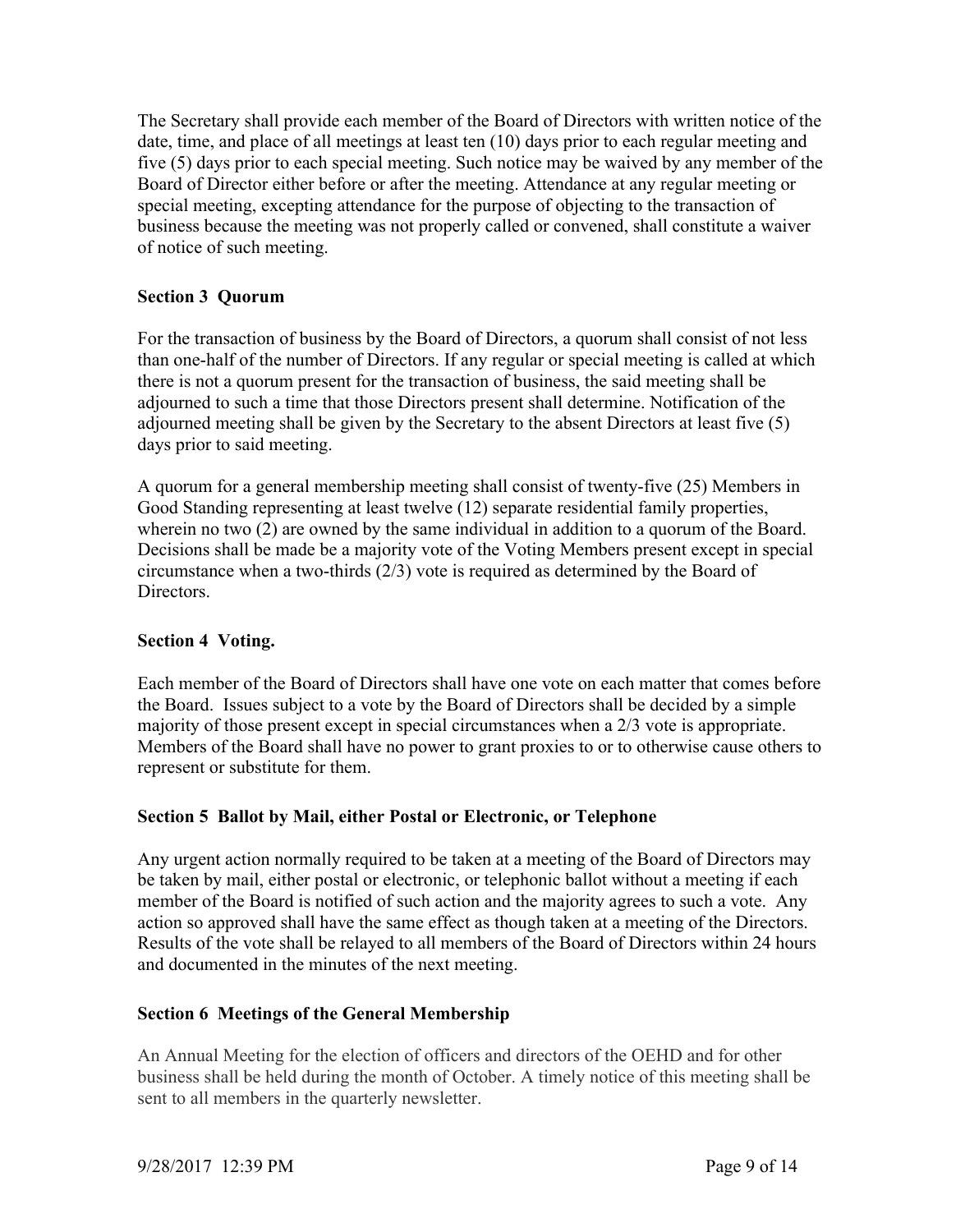The Secretary shall provide each member of the Board of Directors with written notice of the date, time, and place of all meetings at least ten (10) days prior to each regular meeting and five (5) days prior to each special meeting. Such notice may be waived by any member of the Board of Director either before or after the meeting. Attendance at any regular meeting or special meeting, excepting attendance for the purpose of objecting to the transaction of business because the meeting was not properly called or convened, shall constitute a waiver of notice of such meeting.

**Section 3  Quorum**

For the transaction of business by the Board of Directors, a quorum shall consist of not less than one-half of the number of Directors. If any regular or special meeting is called at which there is not a quorum present for the transaction of business, the said meeting shall be adjourned to such a time that those Directors present shall determine. Notification of the adjourned meeting shall be given by the Secretary to the absent Directors at least five (5) days prior to said meeting.

A quorum for a general membership meeting shall consist of twenty-five (25) Members in Good Standing representing at least twelve (12) separate residential family properties, wherein no two (2) are owned by the same individual in addition to a quorum of the Board. Decisions shall be made be a majority vote of the Voting Members present except in special circumstance when a two-thirds (2/3) vote is required as determined by the Board of Directors.

**Section 4  Voting.**

Each member of the Board of Directors shall have one vote on each matter that comes before the Board. Issues subject to a vote by the Board of Directors shall be decided by a simple majority of those present except in special circumstances when a 2/3 vote is appropriate. Members of the Board shall have no power to grant proxies to or to otherwise cause others to represent or substitute for them.

**Section 5  Ballot by Mail, either Postal or Electronic, or Telephone**

Any urgent action normally required to be taken at a meeting of the Board of Directors may be taken by mail, either postal or electronic, or telephonic ballot without a meeting if each member of the Board is notified of such action and the majority agrees to such a vote. Any action so approved shall have the same effect as though taken at a meeting of the Directors. Results of the vote shall be relayed to all members of the Board of Directors within 24 hours and documented in the minutes of the next meeting.

**Section 6  Meetings of the General Membership**

An Annual Meeting for the election of officers and directors of the OEHD and for other business shall be held during the month of October. A timely notice of this meeting shall be sent to all members in the quarterly newsletter.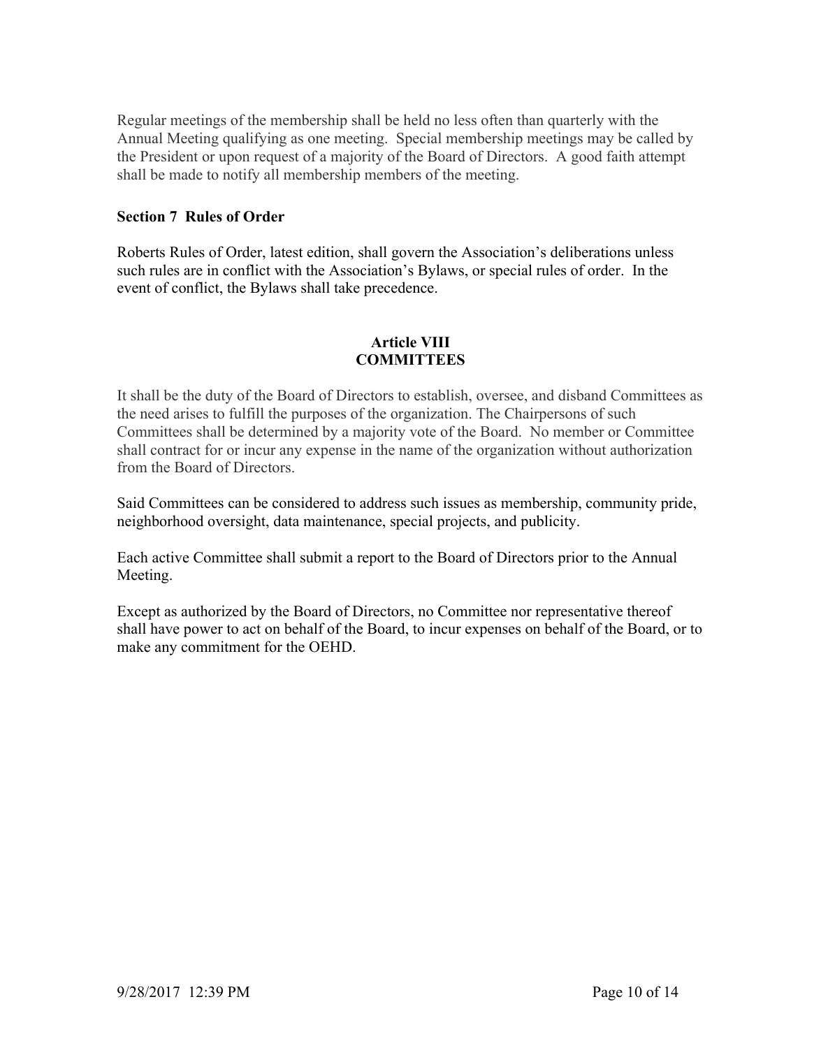Regular meetings of the membership shall be held no less often than quarterly with the Annual Meeting qualifying as one meeting. Special membership meetings may be called by the President or upon request of a majority of the Board of Directors. A good faith attempt shall be made to notify all membership members of the meeting.

**Section 7 Rules of Order**

Roberts Rules of Order, latest edition, shall govern the Association's deliberations unless such rules are in conflict with the Association's Bylaws, or special rules of order. In the event of conflict, the Bylaws shall take precedence.

## Article VIII
## COMMITTEES

It shall be the duty of the Board of Directors to establish, oversee, and disband Committees as the need arises to fulfill the purposes of the organization. The Chairpersons of such Committees shall be determined by a majority vote of the Board. No member or Committee shall contract for or incur any expense in the name of the organization without authorization from the Board of Directors.

Said Committees can be considered to address such issues as membership, community pride, neighborhood oversight, data maintenance, special projects, and publicity.

Each active Committee shall submit a report to the Board of Directors prior to the Annual Meeting.

Except as authorized by the Board of Directors, no Committee nor representative thereof shall have power to act on behalf of the Board, to incur expenses on behalf of the Board, or to make any commitment for the OEHD.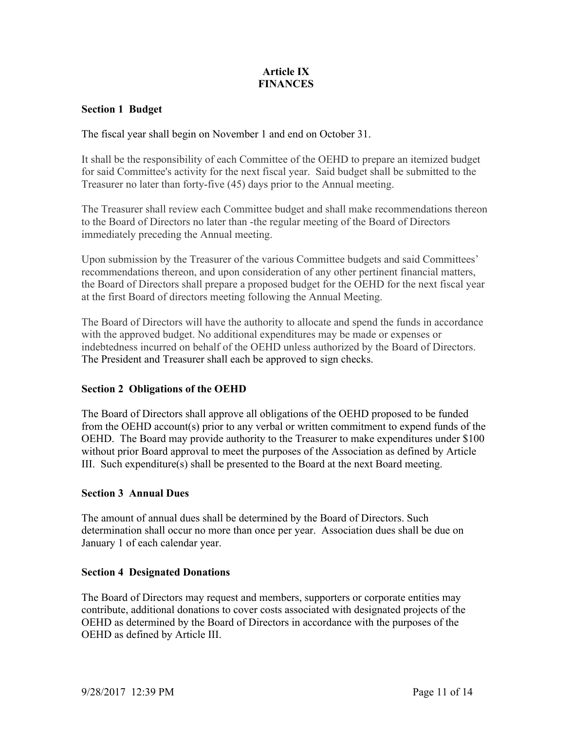## Article IX
## FINANCES

### Section 1 Budget

The fiscal year shall begin on November 1 and end on October 31.

It shall be the responsibility of each Committee of the OEHD to prepare an itemized budget for said Committee's activity for the next fiscal year. Said budget shall be submitted to the Treasurer no later than forty-five (45) days prior to the Annual meeting.

The Treasurer shall review each Committee budget and shall make recommendations thereon to the Board of Directors no later than -the regular meeting of the Board of Directors immediately preceding the Annual meeting.

Upon submission by the Treasurer of the various Committee budgets and said Committees' recommendations thereon, and upon consideration of any other pertinent financial matters, the Board of Directors shall prepare a proposed budget for the OEHD for the next fiscal year at the first Board of directors meeting following the Annual Meeting.

The Board of Directors will have the authority to allocate and spend the funds in accordance with the approved budget. No additional expenditures may be made or expenses or indebtedness incurred on behalf of the OEHD unless authorized by the Board of Directors. The President and Treasurer shall each be approved to sign checks.

### Section 2 Obligations of the OEHD

The Board of Directors shall approve all obligations of the OEHD proposed to be funded from the OEHD account(s) prior to any verbal or written commitment to expend funds of the OEHD. The Board may provide authority to the Treasurer to make expenditures under $100 without prior Board approval to meet the purposes of the Association as defined by Article III. Such expenditure(s) shall be presented to the Board at the next Board meeting.

### Section 3 Annual Dues

The amount of annual dues shall be determined by the Board of Directors. Such determination shall occur no more than once per year. Association dues shall be due on January 1 of each calendar year.

### Section 4 Designated Donations

The Board of Directors may request and members, supporters or corporate entities may contribute, additional donations to cover costs associated with designated projects of the OEHD as determined by the Board of Directors in accordance with the purposes of the OEHD as defined by Article III.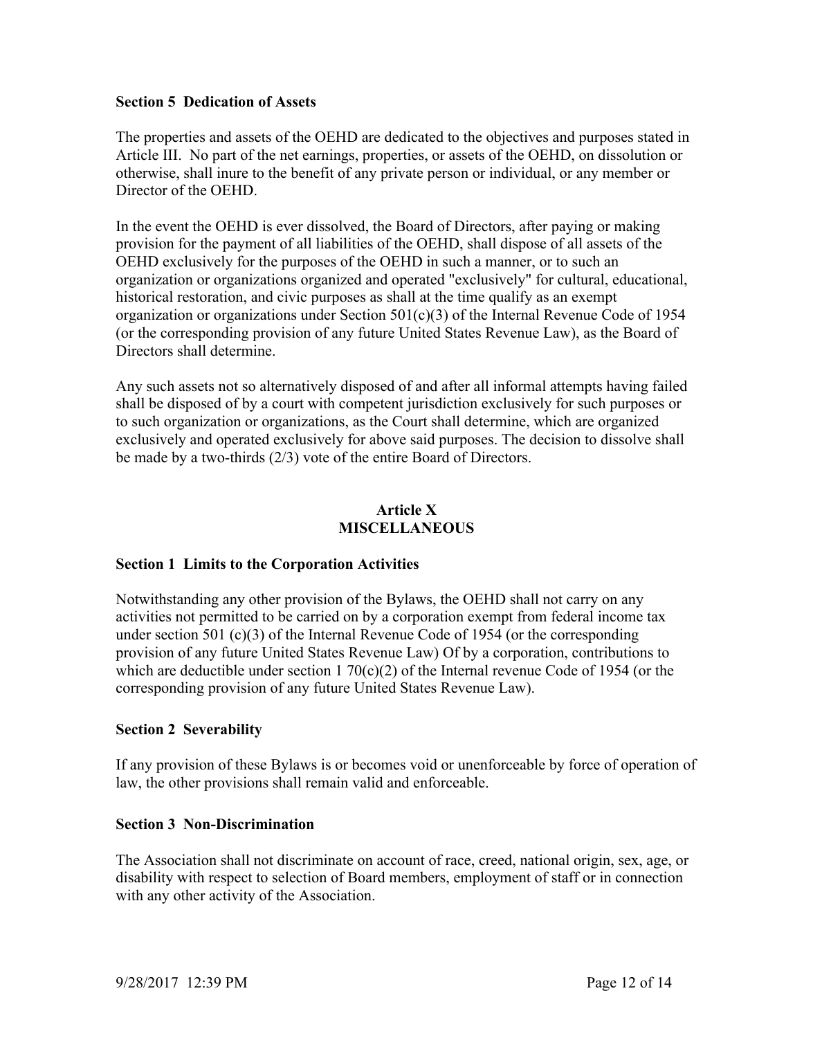**Section 5 Dedication of Assets**

The properties and assets of the OEHD are dedicated to the objectives and purposes stated in Article III. No part of the net earnings, properties, or assets of the OEHD, on dissolution or otherwise, shall inure to the benefit of any private person or individual, or any member or Director of the OEHD.

In the event the OEHD is ever dissolved, the Board of Directors, after paying or making provision for the payment of all liabilities of the OEHD, shall dispose of all assets of the OEHD exclusively for the purposes of the OEHD in such a manner, or to such an organization or organizations organized and operated "exclusively" for cultural, educational, historical restoration, and civic purposes as shall at the time qualify as an exempt organization or organizations under Section 501(c)(3) of the Internal Revenue Code of 1954 (or the corresponding provision of any future United States Revenue Law), as the Board of Directors shall determine.

Any such assets not so alternatively disposed of and after all informal attempts having failed shall be disposed of by a court with competent jurisdiction exclusively for such purposes or to such organization or organizations, as the Court shall determine, which are organized exclusively and operated exclusively for above said purposes. The decision to dissolve shall be made by a two-thirds (2/3) vote of the entire Board of Directors.

## Article X
## MISCELLANEOUS

**Section 1 Limits to the Corporation Activities**

Notwithstanding any other provision of the Bylaws, the OEHD shall not carry on any activities not permitted to be carried on by a corporation exempt from federal income tax under section 501 (c)(3) of the Internal Revenue Code of 1954 (or the corresponding provision of any future United States Revenue Law) Of by a corporation, contributions to which are deductible under section 1 70(c)(2) of the Internal revenue Code of 1954 (or the corresponding provision of any future United States Revenue Law).

**Section 2 Severability**

If any provision of these Bylaws is or becomes void or unenforceable by force of operation of law, the other provisions shall remain valid and enforceable.

**Section 3 Non-Discrimination**

The Association shall not discriminate on account of race, creed, national origin, sex, age, or disability with respect to selection of Board members, employment of staff or in connection with any other activity of the Association.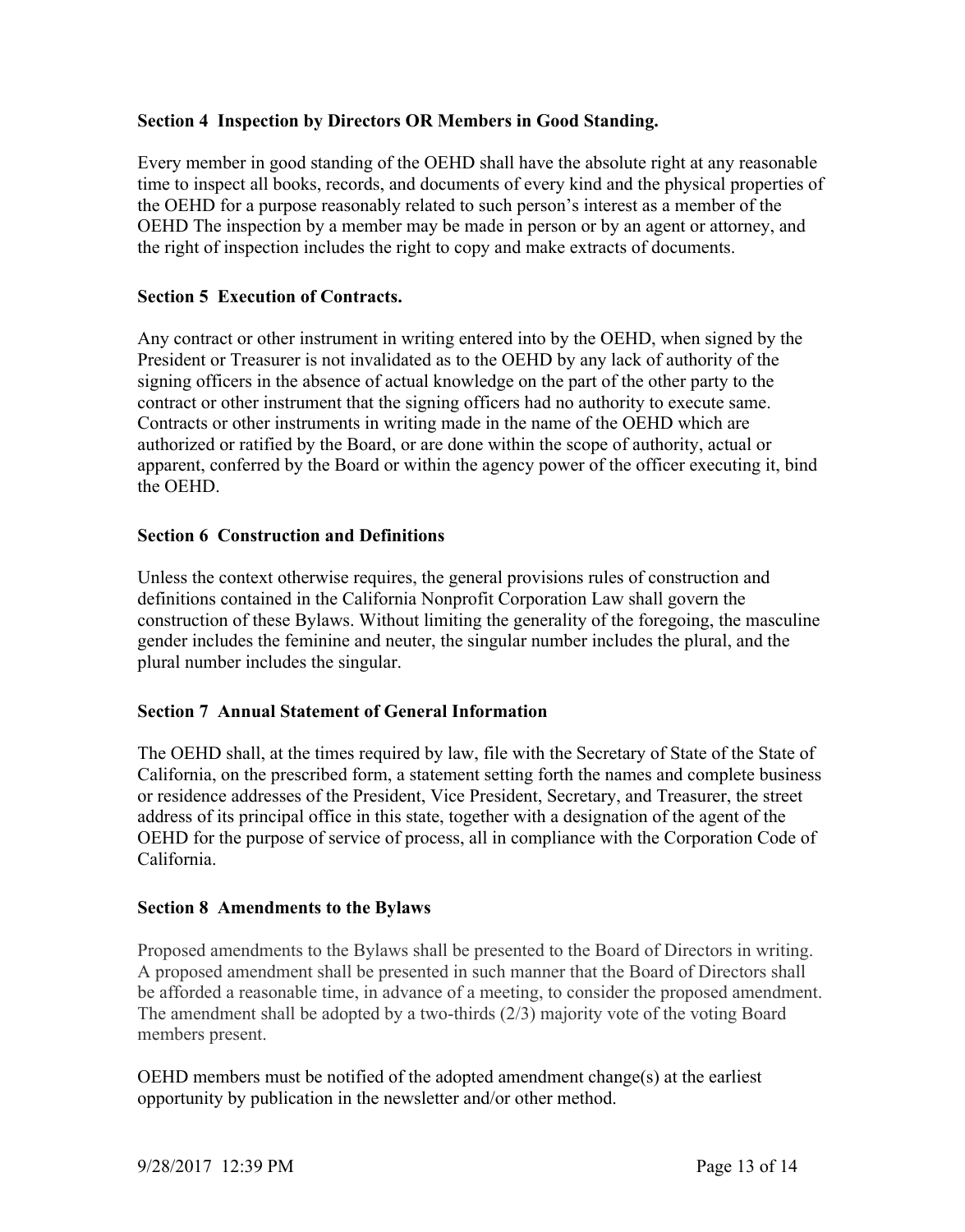**Section 4 Inspection by Directors OR Members in Good Standing.**

Every member in good standing of the OEHD shall have the absolute right at any reasonable time to inspect all books, records, and documents of every kind and the physical properties of the OEHD for a purpose reasonably related to such person's interest as a member of the OEHD The inspection by a member may be made in person or by an agent or attorney, and the right of inspection includes the right to copy and make extracts of documents.

**Section 5 Execution of Contracts.**

Any contract or other instrument in writing entered into by the OEHD, when signed by the President or Treasurer is not invalidated as to the OEHD by any lack of authority of the signing officers in the absence of actual knowledge on the part of the other party to the contract or other instrument that the signing officers had no authority to execute same. Contracts or other instruments in writing made in the name of the OEHD which are authorized or ratified by the Board, or are done within the scope of authority, actual or apparent, conferred by the Board or within the agency power of the officer executing it, bind the OEHD.

**Section 6 Construction and Definitions**

Unless the context otherwise requires, the general provisions rules of construction and definitions contained in the California Nonprofit Corporation Law shall govern the construction of these Bylaws. Without limiting the generality of the foregoing, the masculine gender includes the feminine and neuter, the singular number includes the plural, and the plural number includes the singular.

**Section 7 Annual Statement of General Information**

The OEHD shall, at the times required by law, file with the Secretary of State of the State of California, on the prescribed form, a statement setting forth the names and complete business or residence addresses of the President, Vice President, Secretary, and Treasurer, the street address of its principal office in this state, together with a designation of the agent of the OEHD for the purpose of service of process, all in compliance with the Corporation Code of California.

**Section 8 Amendments to the Bylaws**

Proposed amendments to the Bylaws shall be presented to the Board of Directors in writing. A proposed amendment shall be presented in such manner that the Board of Directors shall be afforded a reasonable time, in advance of a meeting, to consider the proposed amendment. The amendment shall be adopted by a two-thirds (2/3) majority vote of the voting Board members present.

OEHD members must be notified of the adopted amendment change(s) at the earliest opportunity by publication in the newsletter and/or other method.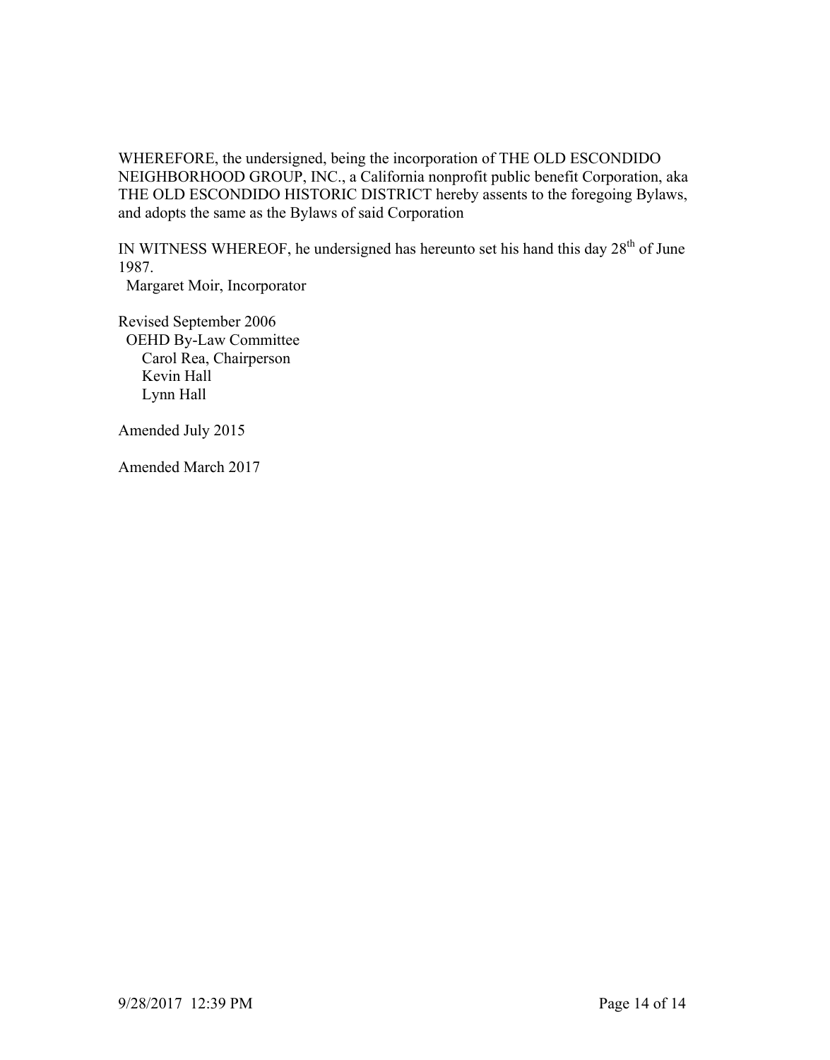WHEREFORE, the undersigned, being the incorporation of THE OLD ESCONDIDO NEIGHBORHOOD GROUP, INC., a California nonprofit public benefit Corporation, aka THE OLD ESCONDIDO HISTORIC DISTRICT hereby assents to the foregoing Bylaws, and adopts the same as the Bylaws of said Corporation

IN WITNESS WHEREOF, he undersigned has hereunto set his hand this day 28th of June 1987.

Margaret Moir, Incorporator

Revised September 2006

OEHD By-Law Committee

Carol Rea, Chairperson

Kevin Hall

Lynn Hall

Amended July 2015

Amended March 2017